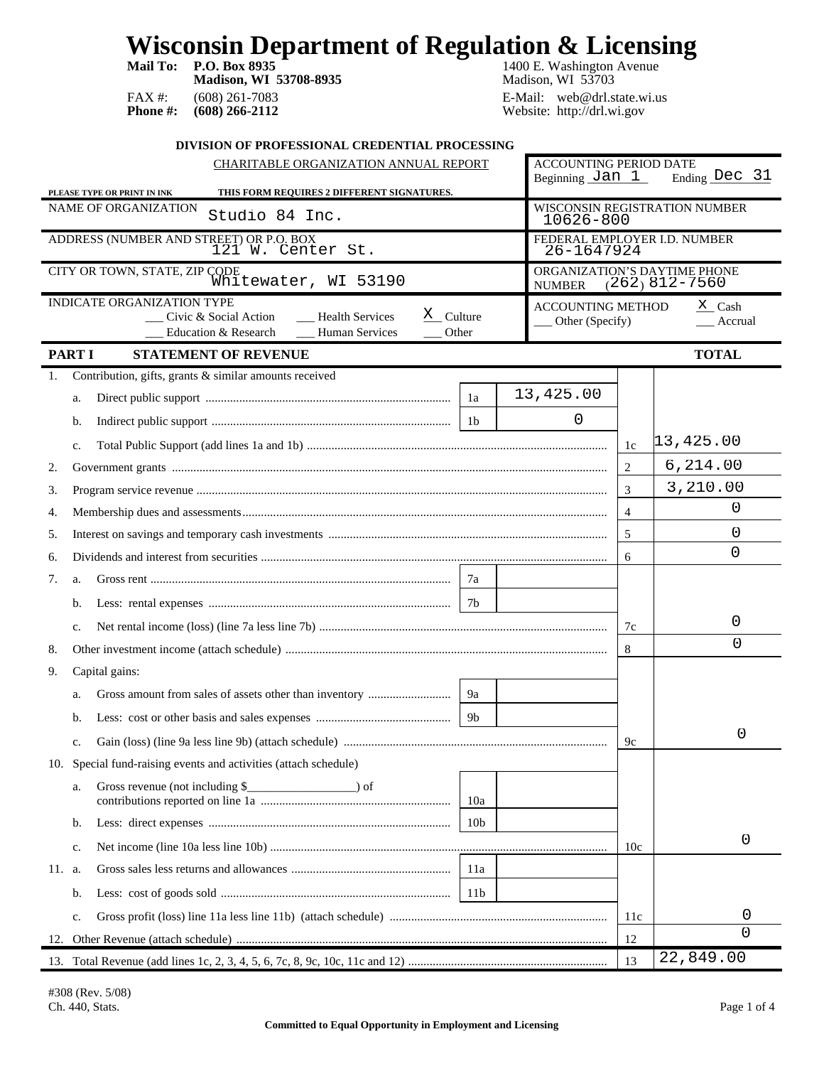# Wisconsin Department of Regulation & Licensing

**Mail To:** **P.O. Box 8935**
**Madison, WI 53708-8935**

1400 E. Washington Avenue
Madison, WI 53703

FAX #: (608) 261-7083
**Phone #:** **(608) 266-2112**

E-Mail: web@drl.state.wi.us
Website: http://drl.wi.gov

**DIVISION OF PROFESSIONAL CREDENTIAL PROCESSING**

CHARITABLE ORGANIZATION ANNUAL REPORT

**PLEASE TYPE OR PRINT IN INK** **THIS FORM REQUIRES 2 DIFFERENT SIGNATURES.**

| | |
|---|---|
| NAME OF ORGANIZATION: Studio 84 Inc. | ACCOUNTING PERIOD DATE: Beginning Jan 1 Ending Dec 31 |
| ADDRESS (NUMBER AND STREET) OR P.O. BOX: 121 W. Center St. | WISCONSIN REGISTRATION NUMBER: 10626-800 |
| CITY OR TOWN, STATE, ZIP CODE: Whitewater, WI 53190 | FEDERAL EMPLOYER I.D. NUMBER: 26-1647924 |
| INDICATE ORGANIZATION TYPE: ___ Civic & Social Action ___ Health Services X Culture ___ Education & Research ___ Human Services ___ Other | ORGANIZATION'S DAYTIME PHONE NUMBER: (262) 812-7560 |
| | ACCOUNTING METHOD: X Cash ___ Accrual ___ Other (Specify) |

## PART I STATEMENT OF REVENUE

| | | | | | TOTAL |
|---|---|---|---|---|---|
| 1. | Contribution, gifts, grants & similar amounts received | | | | |
| | a. Direct public support | 1a | 13,425.00 | | |
| | b. Indirect public support | 1b | 0 | | |
| | c. Total Public Support (add lines 1a and 1b) | | | 1c | 13,425.00 |
| 2. | Government grants | | | 2 | 6,214.00 |
| 3. | Program service revenue | | | 3 | 3,210.00 |
| 4. | Membership dues and assessments | | | 4 | 0 |
| 5. | Interest on savings and temporary cash investments | | | 5 | 0 |
| 6. | Dividends and interest from securities | | | 6 | 0 |
| 7. | a. Gross rent | 7a | | | |
| | b. Less: rental expenses | 7b | | | |
| | c. Net rental income (loss) (line 7a less line 7b) | | | 7c | 0 |
| 8. | Other investment income (attach schedule) | | | 8 | 0 |
| 9. | Capital gains: | | | | |
| | a. Gross amount from sales of assets other than inventory | 9a | | | |
| | b. Less: cost or other basis and sales expenses | 9b | | | |
| | c. Gain (loss) (line 9a less line 9b) (attach schedule) | | | 9c | 0 |
| 10. | Special fund-raising events and activities (attach schedule) | | | | |
| | a. Gross revenue (not including $_________________) of contributions reported on line 1a | 10a | | | |
| | b. Less: direct expenses | 10b | | | |
| | c. Net income (line 10a less line 10b) | | | 10c | 0 |
| 11. | a. Gross sales less returns and allowances | 11a | | | |
| | b. Less: cost of goods sold | 11b | | | |
| | c. Gross profit (loss) line 11a less line 11b) (attach schedule) | | | 11c | 0 |
| 12. | Other Revenue (attach schedule) | | | 12 | 0 |
| 13. | Total Revenue (add lines 1c, 2, 3, 4, 5, 6, 7c, 8, 9c, 10c, 11c and 12) | | | 13 | 22,849.00 |

#308 (Rev. 5/08)
Ch. 440, Stats.

**Committed to Equal Opportunity in Employment and Licensing**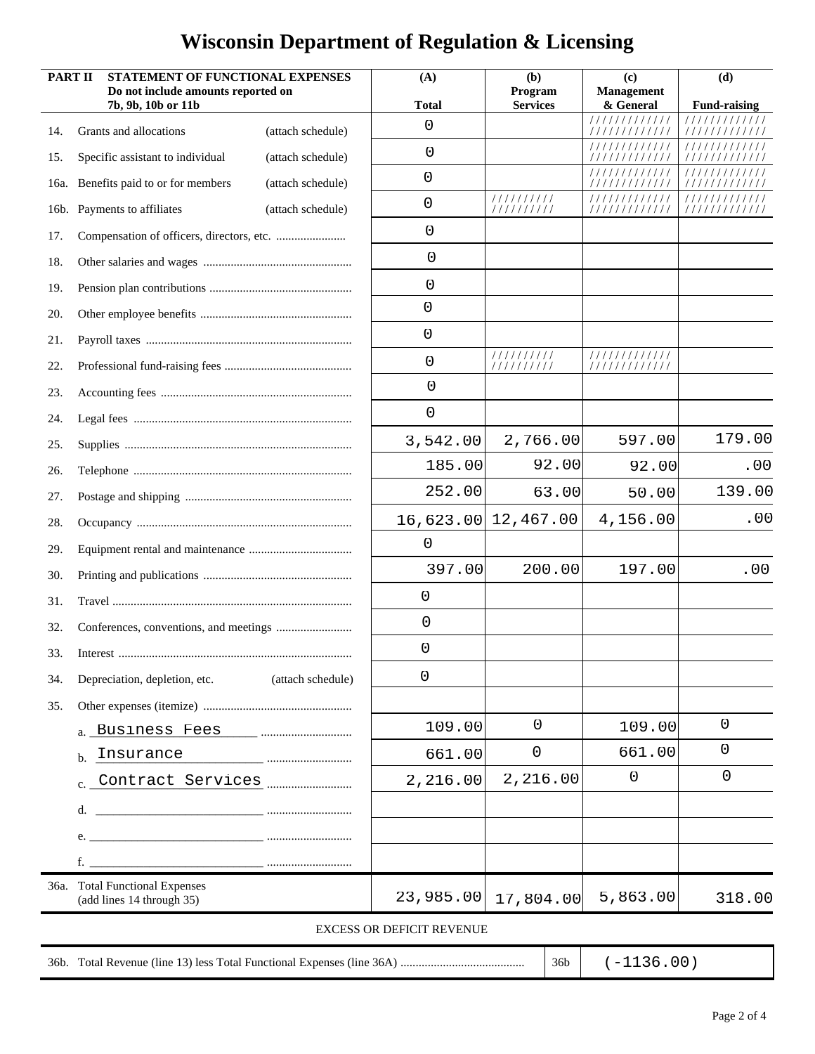# Wisconsin Department of Regulation & Licensing

| PART II STATEMENT OF FUNCTIONAL EXPENSES Do not include amounts reported on 7b, 9b, 10b or 11b | | (A) Total | (b) Program Services | (c) Management & General | (d) Fund-raising |
|---|---|---|---|---|---|
| 14. | Grants and allocations (attach schedule) | 0 | | ////////////// | ////////////// |
| 15. | Specific assistant to individual (attach schedule) | 0 | | ////////////// | ////////////// |
| 16a. | Benefits paid to or for members (attach schedule) | 0 | | ////////////// | ////////////// |
| 16b. | Payments to affiliates (attach schedule) | 0 | ////////// | ////////////// | ////////////// |
| 17. | Compensation of officers, directors, etc. | 0 | | | |
| 18. | Other salaries and wages | 0 | | | |
| 19. | Pension plan contributions | 0 | | | |
| 20. | Other employee benefits | 0 | | | |
| 21. | Payroll taxes | 0 | | | |
| 22. | Professional fund-raising fees | 0 | ////////// | ////////////// | |
| 23. | Accounting fees | 0 | | | |
| 24. | Legal fees | 0 | | | |
| 25. | Supplies | 3,542.00 | 2,766.00 | 597.00 | 179.00 |
| 26. | Telephone | 185.00 | 92.00 | 92.00 | .00 |
| 27. | Postage and shipping | 252.00 | 63.00 | 50.00 | 139.00 |
| 28. | Occupancy | 16,623.00 | 12,467.00 | 4,156.00 | .00 |
| 29. | Equipment rental and maintenance | 0 | | | |
| 30. | Printing and publications | 397.00 | 200.00 | 197.00 | .00 |
| 31. | Travel | 0 | | | |
| 32. | Conferences, conventions, and meetings | 0 | | | |
| 33. | Interest | 0 | | | |
| 34. | Depreciation, depletion, etc. (attach schedule) | 0 | | | |
| 35. | Other expenses (itemize) | | | | |
| | a. Business Fees | 109.00 | 0 | 109.00 | 0 |
| | b. Insurance | 661.00 | 0 | 661.00 | 0 |
| | c. Contract Services | 2,216.00 | 2,216.00 | 0 | 0 |
| | d. | | | | |
| | e. | | | | |
| | f. | | | | |
| 36a. | Total Functional Expenses (add lines 14 through 35) | 23,985.00 | 17,804.00 | 5,863.00 | 318.00 |

EXCESS OR DEFICIT REVENUE

| | | |
|---|---|---|
| 36b. Total Revenue (line 13) less Total Functional Expenses (line 36A) | 36b | (-1136.00) |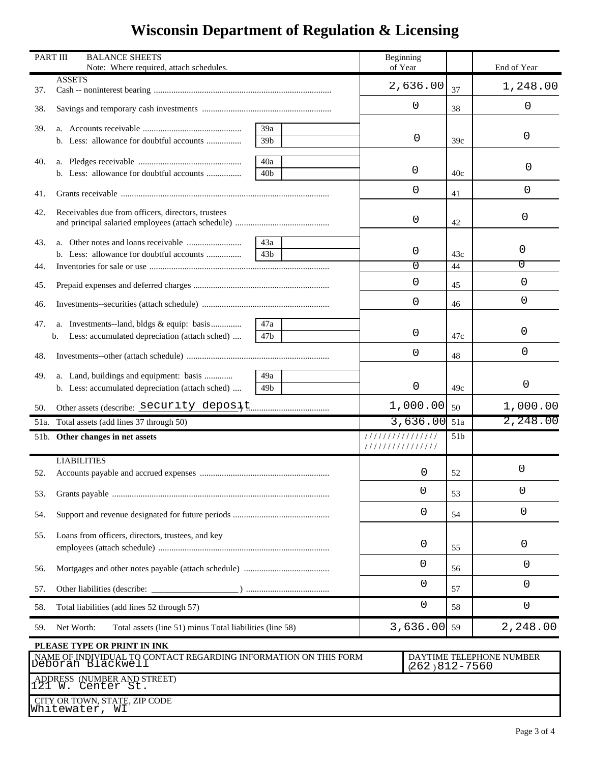# Wisconsin Department of Regulation & Licensing

| PART III BALANCE SHEETS<br>Note: Where required, attach schedules. | | Beginning of Year | | End of Year |
|---|---|---|---|---|
| **ASSETS** | | | | |
| 37. Cash -- noninterest bearing | | 2,636.00 | 37 | 1,248.00 |
| 38. Savings and temporary cash investments | | 0 | 38 | 0 |
| 39. a. Accounts receivable | 39a | | | |
| b. Less: allowance for doubtful accounts | 39b | 0 | 39c | 0 |
| 40. a. Pledges receivable | 40a | | | |
| b. Less: allowance for doubtful accounts | 40b | 0 | 40c | 0 |
| 41. Grants receivable | | 0 | 41 | 0 |
| 42. Receivables due from officers, directors, trustees and principal salaried employees (attach schedule) | | 0 | 42 | 0 |
| 43. a. Other notes and loans receivable | 43a | | | |
| b. Less: allowance for doubtful accounts | 43b | 0 | 43c | 0 |
| 44. Inventories for sale or use | | 0 | 44 | 0 |
| 45. Prepaid expenses and deferred charges | | 0 | 45 | 0 |
| 46. Investments--securities (attach schedule) | | 0 | 46 | 0 |
| 47. a. Investments--land, bldgs & equip: basis | 47a | | | |
| b. Less: accumulated depreciation (attach sched) | 47b | 0 | 47c | 0 |
| 48. Investments--other (attach schedule) | | 0 | 48 | 0 |
| 49. a. Land, buildings and equipment: basis | 49a | | | |
| b. Less: accumulated depreciation (attach sched) | 49b | 0 | 49c | 0 |
| 50. Other assets (describe: security deposit) | | 1,000.00 | 50 | 1,000.00 |
| 51a. Total assets (add lines 37 through 50) | | 3,636.00 | 51a | 2,248.00 |
| 51b. **Other changes in net assets** | | /////////////// | 51b | |
| **LIABILITIES** | | | | |
| 52. Accounts payable and accrued expenses | | 0 | 52 | 0 |
| 53. Grants payable | | 0 | 53 | 0 |
| 54. Support and revenue designated for future periods | | 0 | 54 | 0 |
| 55. Loans from officers, directors, trustees, and key employees (attach schedule) | | 0 | 55 | 0 |
| 56. Mortgages and other notes payable (attach schedule) | | 0 | 56 | 0 |
| 57. Other liabilities (describe: ____________________ ) | | 0 | 57 | 0 |
| 58. Total liabilities (add lines 52 through 57) | | 0 | 58 | 0 |
| 59. Net Worth: Total assets (line 51) minus Total liabilities (line 58) | | 3,636.00 | 59 | 2,248.00 |

**PLEASE TYPE OR PRINT IN INK**

| NAME OF INDIVIDUAL TO CONTACT REGARDING INFORMATION ON THIS FORM | DAYTIME TELEPHONE NUMBER |
|---|---|
| Deborah Blackwell | (262) 812-7560 |
| ADDRESS (NUMBER AND STREET) | |
| 121 W. Center St. | |
| CITY OR TOWN, STATE, ZIP CODE | |
| Whitewater, WI | |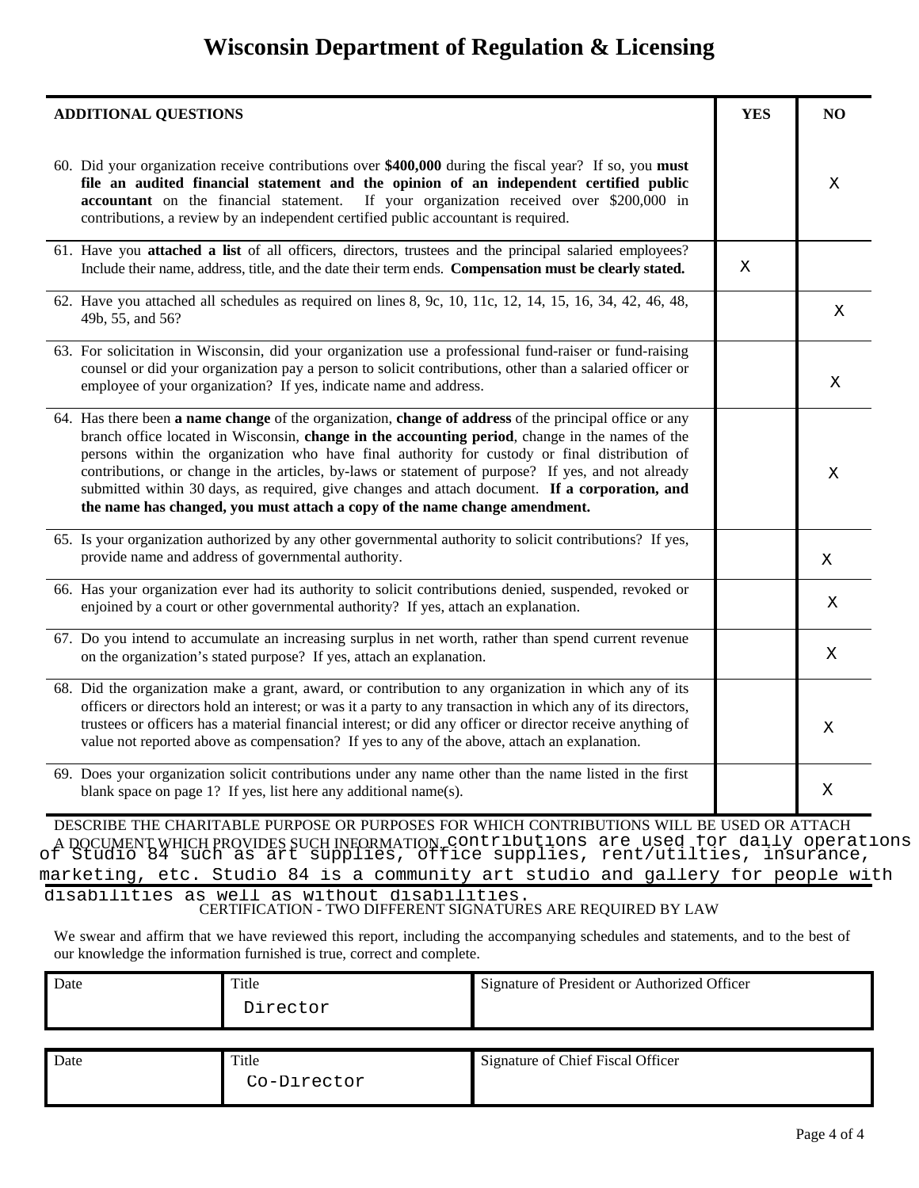# Wisconsin Department of Regulation & Licensing

| ADDITIONAL QUESTIONS | YES | NO |
|---|---|---|
| 60. Did your organization receive contributions over **$400,000** during the fiscal year? If so, you **must file an audited financial statement and the opinion of an independent certified public accountant** on the financial statement. If your organization received over $200,000 in contributions, a review by an independent certified public accountant is required. | | X |
| 61. Have you **attached a list** of all officers, directors, trustees and the principal salaried employees? Include their name, address, title, and the date their term ends. **Compensation must be clearly stated.** | X | |
| 62. Have you attached all schedules as required on lines 8, 9c, 10, 11c, 12, 14, 15, 16, 34, 42, 46, 48, 49b, 55, and 56? | | X |
| 63. For solicitation in Wisconsin, did your organization use a professional fund-raiser or fund-raising counsel or did your organization pay a person to solicit contributions, other than a salaried officer or employee of your organization? If yes, indicate name and address. | | X |
| 64. Has there been **a name change** of the organization, **change of address** of the principal office or any branch office located in Wisconsin, **change in the accounting period**, change in the names of the persons within the organization who have final authority for custody or final distribution of contributions, or change in the articles, by-laws or statement of purpose? If yes, and not already submitted within 30 days, as required, give changes and attach document. **If a corporation, and the name has changed, you must attach a copy of the name change amendment.** | | X |
| 65. Is your organization authorized by any other governmental authority to solicit contributions? If yes, provide name and address of governmental authority. | | X |
| 66. Has your organization ever had its authority to solicit contributions denied, suspended, revoked or enjoined by a court or other governmental authority? If yes, attach an explanation. | | X |
| 67. Do you intend to accumulate an increasing surplus in net worth, rather than spend current revenue on the organization's stated purpose? If yes, attach an explanation. | | X |
| 68. Did the organization make a grant, award, or contribution to any organization in which any of its officers or directors hold an interest; or was it a party to any transaction in which any of its directors, trustees or officers has a material financial interest; or did any officer or director receive anything of value not reported above as compensation? If yes to any of the above, attach an explanation. | | X |
| 69. Does your organization solicit contributions under any name other than the name listed in the first blank space on page 1? If yes, list here any additional name(s). | | X |

DESCRIBE THE CHARITABLE PURPOSE OR PURPOSES FOR WHICH CONTRIBUTIONS WILL BE USED OR ATTACH A DOCUMENT WHICH PROVIDES SUCH INFORMATION. Contributions are used for daily operations of Studio 84 such as art supplies, office supplies, rent/utilties, insurance, marketing, etc. Studio 84 is a community art studio and gallery for people with disabilities as well as without disabilities.

CERTIFICATION - TWO DIFFERENT SIGNATURES ARE REQUIRED BY LAW

We swear and affirm that we have reviewed this report, including the accompanying schedules and statements, and to the best of our knowledge the information furnished is true, correct and complete.

| Date | Title | Signature of President or Authorized Officer |
|---|---|---|
| | Director | |

| Date | Title | Signature of Chief Fiscal Officer |
|---|---|---|
| | Co-Director | |